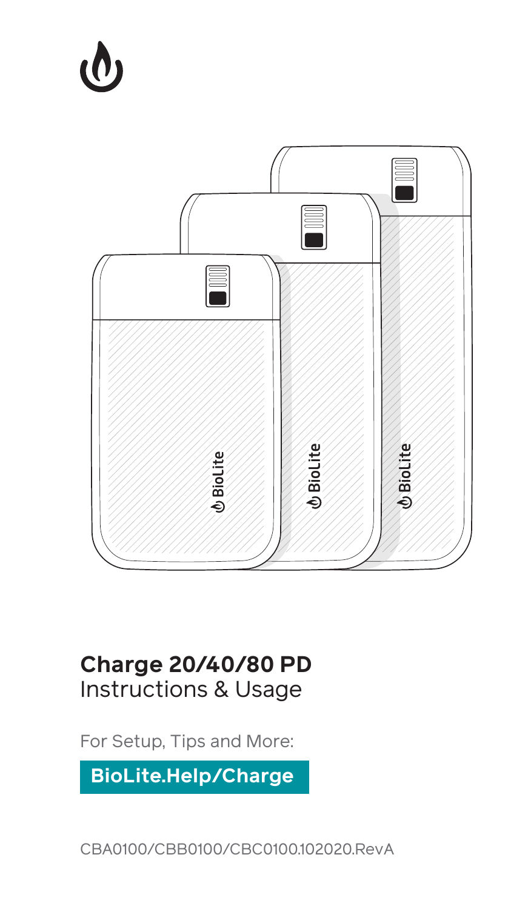# Charge 20/40/80 PD

Instructions & Usage

For Setup, Tips and More:

**BioLite.Help/Charge**

CBA0100/CBB0100/CBC0100.102020.RevA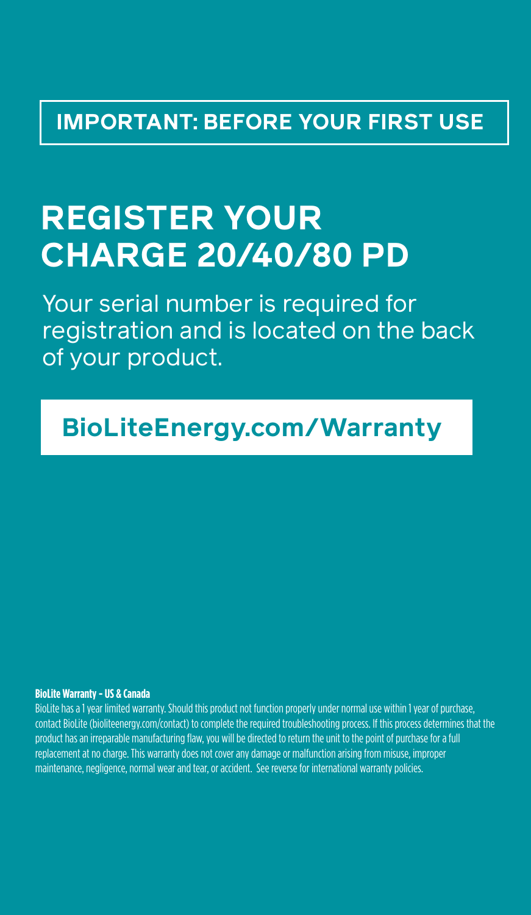**IMPORTANT: BEFORE YOUR FIRST USE**

# REGISTER YOUR CHARGE 20/40/80 PD

Your serial number is required for registration and is located on the back of your product.

**BioLiteEnergy.com/Warranty**

**BioLite Warranty – US & Canada**

BioLite has a 1 year limited warranty. Should this product not function properly under normal use within 1 year of purchase, contact BioLite (bioliteenergy.com/contact) to complete the required troubleshooting process. If this process determines that the product has an irreparable manufacturing flaw, you will be directed to return the unit to the point of purchase for a full replacement at no charge. This warranty does not cover any damage or malfunction arising from misuse, improper maintenance, negligence, normal wear and tear, or accident. See reverse for international warranty policies.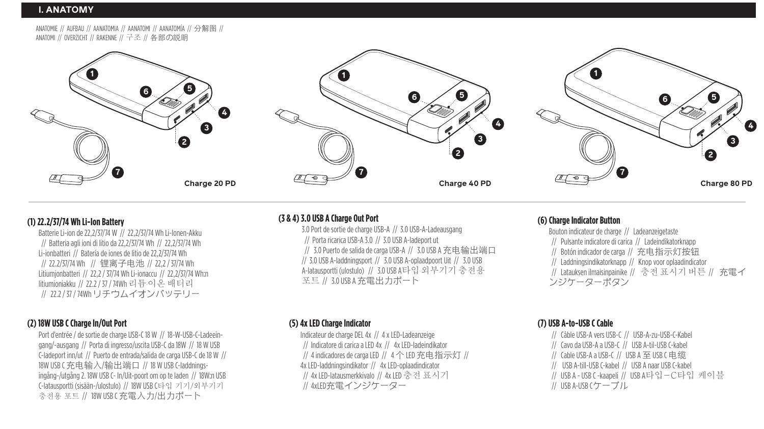# I. ANATOMY

ANATOMIE // AUFBAU // AANATOMIA // AANATOMI // AANATOMÍA // 分解图 //
ANATOMI // OVERZICHT // RAKENNE // 구조 // 各部の説明

Charge 20 PD

Charge 40 PD

Charge 80 PD

### (1) 22.2/37/74 Wh Li-Ion Battery

Batterie Li-ion de 22,2/37/74 W // 22,2/37/74 Wh Li-Ionen-Akku // Batteria agli ioni di litio da 22,2/37/74 Wh // 22,2/37/74 Wh Li-ionbatteri // Batería de iones de litio de 22,2/37/74 Wh // 22.2/37/74 Wh // 锂离子电池 // 22,2 / 37/74 Wh Litiumjonbatteri // 22,2 / 37/74 Wh Li-ionaccu // 22,2/37/74 Wh:n litiumioniakku // 22.2 / 37 / 74Wh 리튬 이온 배터리 // 22.2 / 37 / 74Wh リチウムイオンバッテリー

### (2) 18W USB C Charge In/Out Port

Port d'entrée / de sortie de charge USB-C 18 W // 18-W-USB-C-Ladeeingang/-ausgang // Porta di ingresso/uscita USB-C da 18W // 18 W USB C-ladeport inn/ut // Puerto de entrada/salida de carga USB-C de 18 W // 18W USB C 充电输入/输出端口 // 18 W USB C-laddningsingång-/utgång 2. 18W USB C- In/Uit-poort om op te laden // 18W:n USB C-latausportti (sisään-/ulostulo) // 18W USB C타입 기기/외부기기 충전용 포트 // 18W USB C 充電入力/出力ポート

### (3 & 4) 3.0 USB A Charge Out Port

3.0 Port de sortie de charge USB-A // 3.0 USB-A-Ladeausgang // Porta ricarica USB-A 3.0 // 3.0 USB A-ladeport ut // 3.0 Puerto de salida de carga USB-A // 3.0 USB A 充电输出端口 // 3.0 USB A-laddningsport // 3.0 USB A-oplaadpoort Uit // 3.0 USB A-latausportti (ulostulo) // 3.0 USB A타입 외부기기 충전용 포트 // 3.0 USB A 充電出力ポート

### (5) 4x LED Charge Indicator

Indicateur de charge DEL 4x // 4 x LED-Ladeanzeige // Indicatore di carica a LED 4x // 4x LED-ladeindikator // 4 indicadores de carga LED // 4 个 LED 充电指示灯 // 4x LED-laddningsindikator // 4x LED-oplaadindicator // 4x LED-latausmerkkivalo // 4x LED 충전 표시기 // 4xLED充電インジケーター

### (6) Charge Indicator Button

Bouton indicateur de charge // Ladeanzeigetaste // Pulsante indicatore di carica // Ladeindikatorknapp // Botón indicador de carga // 充电指示灯按钮 // Laddningsindikatorknapp // Knop voor oplaadindicator // Latauksen ilmaisinpainike // 충전 표시기 버튼 // 充電インジケーターボタン

### (7) USB A-to-USB C Cable

// Câble USB-A vers USB-C // USB-A-zu-USB-C-Kabel // Cavo da USB-A a USB-C // USB A-til-USB C-kabel // Cable USB-A a USB-C // USB A 至 USB C 电缆 // USB A-till-USB C-kabel // USB A naar USB C-kabel // USB A - USB C -kaapeli // USB A타입–C타입 케이블 // USB A-USB Cケーブル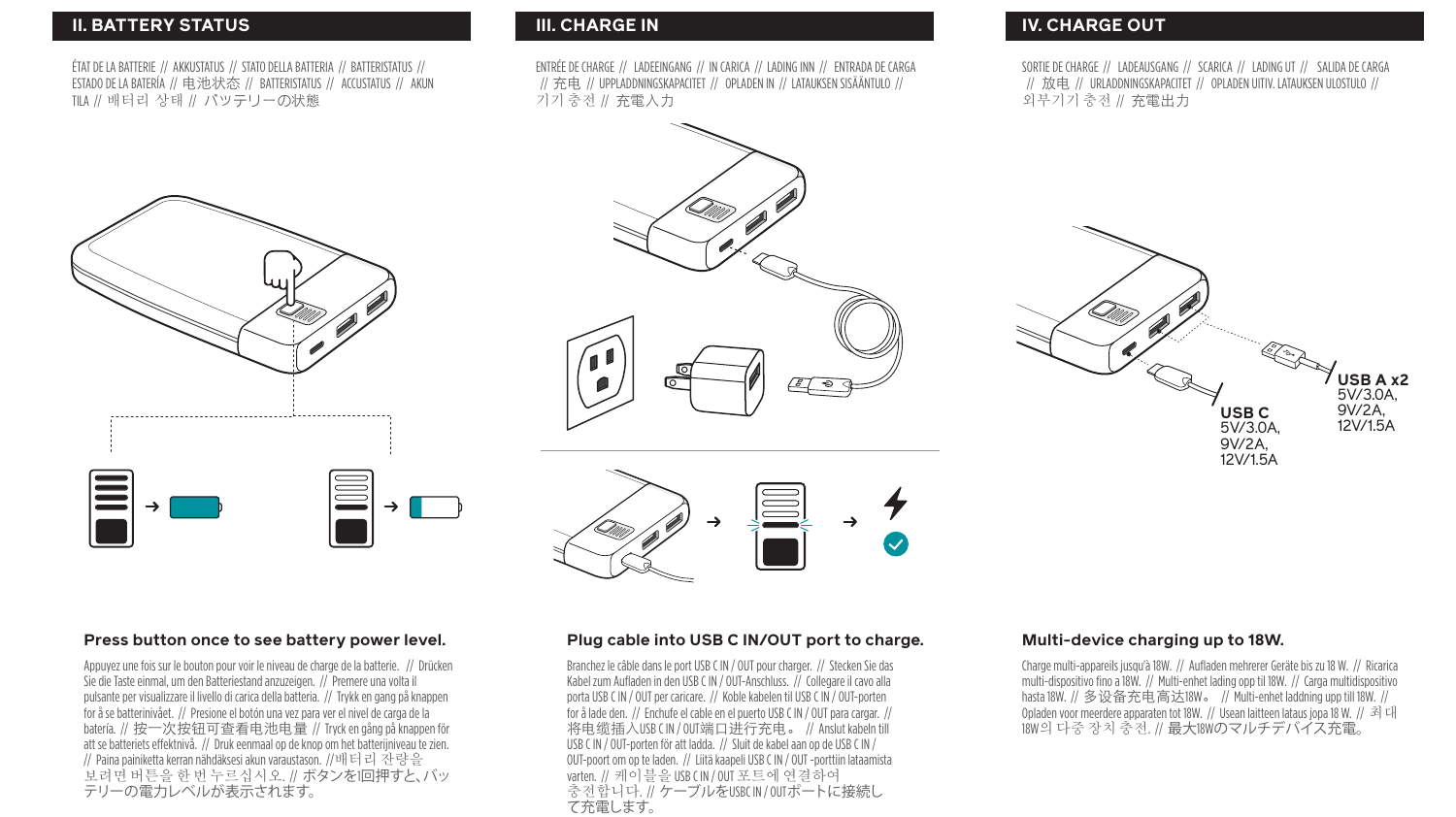## II. BATTERY STATUS

ÉTAT DE LA BATTERIE // AKKUSTATUS // STATO DELLA BATTERIA // BATTERISTATUS // ESTADO DE LA BATERÍA // 电池状态 // BATTERISTATUS // ACCUSTATUS // AKUN TILA // 배터리 상태 // バッテリーの状態

**Press button once to see battery power level.**

Appuyez une fois sur le bouton pour voir le niveau de charge de la batterie. // Drücken Sie die Taste einmal, um den Batteriestand anzuzeigen. // Premere una volta il pulsante per visualizzare il livello di carica della batteria. // Trykk en gang på knappen for å se batterinivået. // Presione el botón una vez para ver el nivel de carga de la batería. // 按一次按钮可查看电池电量 // Tryck en gång på knappen för att se batteriets effektnivå. // Druk eenmaal op de knop om het batterijniveau te zien. // Paina painiketta kerran nähdäksesi akun varaustason. //배터리 잔량을 보려면 버튼을 한 번 누르십시오. // ボタンを1回押すと、バッテリーの電力レベルが表示されます。

## III. CHARGE IN

ENTRÉE DE CHARGE // LADEEINGANG // IN CARICA // LADING INN // ENTRADA DE CARGA // 充电 // UPPLADDNINGSKAPACITET // OPLADEN IN // LATAUKSEN SISÄÄNTULO // 기기 충전 // 充電入力

**Plug cable into USB C IN/OUT port to charge.**

Branchez le câble dans le port USB C IN / OUT pour charger. // Stecken Sie das Kabel zum Aufladen in den USB C IN / OUT-Anschluss. // Collegare il cavo alla porta USB C IN / OUT per caricare. // Koble kabelen til USB C IN / OUT-porten for å lade den. // Enchufe el cable en el puerto USB C IN / OUT para cargar. // 将电缆插入USB C IN / OUT端口进行充电。 // Anslut kabeln till USB C IN / OUT-porten för att ladda. // Sluit de kabel aan op de USB C IN / OUT-poort om op te laden. // Liitä kaapeli USB C IN / OUT -porttiin lataamista varten. // 케이블을 USB C IN / OUT 포트에 연결하여 충전합니다. // ケーブルをUSBC IN / OUTポートに接続して充電します。

## IV. CHARGE OUT

SORTIE DE CHARGE // LADEAUSGANG // SCARICA // LADING UT // SALIDA DE CARGA // 放电 // URLADDNINGSKAPACITET // OPLADEN UITV. LATAUKSEN ULOSTULO // 외부기기 충전 // 充電出力

USB C
5V/3.0A,
9V/2A,
12V/1.5A

USB A x2
5V/3.0A,
9V/2A,
12V/1.5A

**Multi-device charging up to 18W.**

Charge multi-appareils jusqu'à 18W. // Aufladen mehrerer Geräte bis zu 18 W. // Ricarica multi-dispositivo fino a 18W. // Multi-enhet lading opp til 18W. // Carga multidispositivo hasta 18W. // 多设备充电高达18W。 // Multi-enhet laddning upp till 18W. // Opladen voor meerdere apparaten tot 18W. // Usean laitteen lataus jopa 18 W. // 최대 18W의 다중 장치 충전. // 最大18WのマルチデバイスR充電。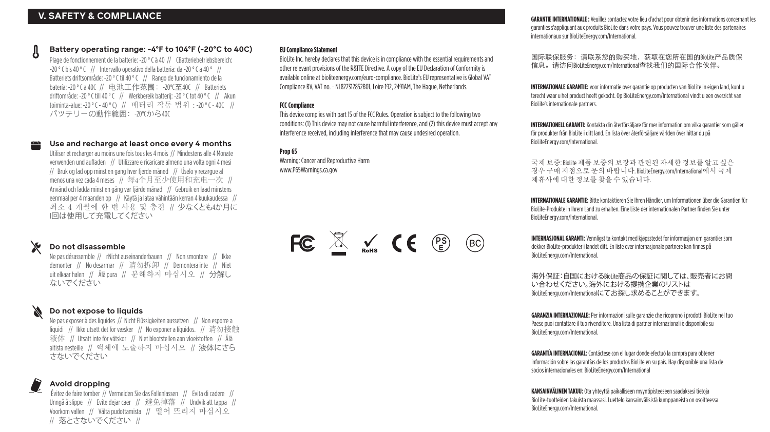## V. SAFETY & COMPLIANCE

### Battery operating range: -4°F to 104°F (-20°C to 40C)

Plage de fonctionnement de la batterie: -20 ° C à 40 // CBatteriebetriebsbereich: -20 ° C bis 40 ° C // Intervallo operativo della batteria: da -20 ° C a 40 ° // Batteriets driftsområde: -20 ° C til 40 ° C // Rango de funcionamiento de la batería: -20 ° C a 40C // 电池工作范围： -20℃至40C // Batteriets driftområde: -20 ° C till 40 ° C // Werkbereik batterij: -20 ° C tot 40 ° C // Akun toiminta-alue: -20 ° C - 40 ° C) // 배터리 작동 범위 : -20 ° C - 40C // バッテリーの動作範囲： -20℃から40C

### Use and recharge at least once every 4 months

Utiliser et recharger au moins une fois tous les 4 mois // Mindestens alle 4 Monate verwenden und aufladen // Utilizzare e ricaricare almeno una volta ogni 4 mesi // Bruk og lad opp minst en gang hver fjerde måned // Úselo y recargue al menos una vez cada 4 meses // 每4个月至少使用和充电一次 // Använd och ladda minst en gång var fjärde månad // Gebruik en laad minstens eenmaal per 4 maanden op // Käytä ja lataa vähintään kerran 4 kuukaudessa // 최소 4 개월에 한 번 사용 및 충전 // 少なくとも4か月に1回は使用して充電してください

### Do not disassemble

Ne pas désassemble // rNicht auseinanderbauen // Non smontare // Ikke demonter // No desarmar // 请勿拆卸 // Demontera inte // Niet uit elkaar halen // Älä pura // 분해하지 마십시오 // 分解しないでください

### Do not expose to liquids

Ne pas exposer à des liquides // Nicht Flüssigkeiten aussetzen // Non esporre a liquidi // Ikke utsett det for væsker // No exponer a líquidos. // 请勿接触液体 // Utsätt inte för vätskor // Niet blootstellen aan vloeistoffen // Älä altista nesteille // 액체에 노출하지 마십시오 // 液体にさらさないでください

### Avoid dropping

Évitez de faire tomber // Vermeiden Sie das Fallenlassen // Evita di cadere // Unngå å slippe // Evite dejar caer // 避免掉落 // Undvik att tappa // Voorkom vallen // Vältä pudottamista // 떨어 뜨리지 마십시오 // 落とさないでください //

**EU Compliance Statement**

BioLite Inc. hereby declares that this device is in compliance with the essential requirements and other relevant provisions of the R&TTE Directive. A copy of the EU Declaration of Conformity is available online at bioliteenergy.com/euro-compliance. BioLite's EU representative is Global VAT Compliance BV, VAT no. - NL822312852B01, Loire 192, 2491AM, The Hague, Netherlands.

**FCC Compliance**

This device complies with part 15 of the FCC Rules. Operation is subject to the following two conditions: (1) This device may not cause harmful interference, and (2) this device must accept any interference received, including interference that may cause undesired operation.

**Prop 65**

Warning: Cancer and Reproductive Harm
www.P65Warnings.ca.gov

FC RoHS CE PSE BC

**GARANTIE INTERNATIONALE :** Veuillez contactez votre lieu d'achat pour obtenir des informations concernant les garanties s'appliquant aux produits BioLite dans votre pays. Vous pouvez trouver une liste des partenaires internationaux sur BioLiteEnergy.com/International.

国际联保服务： 请联系您的购买地，获取在您所在国的BioLite产品质保信息。请访问BioLiteEnergy.com/International查找我们的国际合作伙伴。

**INTERNATIONALE GARANTIE:** voor informatie over garantie op producten van BioLite in eigen land, kunt u terecht waar u het product heeft gekocht. Op BioLiteEnergy.com/International vindt u een overzicht van BioLite's internationale partners.

**INTERNATIONELL GARANTI:** Kontakta din återförsäljare för mer information om vilka garantier som gäller för produkter från BioLite i ditt land. En lista över återförsäljare världen över hittar du på BioLiteEnergy.com/International.

국제 보증: BioLite 제품 보증의 보장과 관련된 자세한 정보를 알고 싶은 경우 구매 지점으로 문의 바랍니다. BioLiteEnergy.com/International에서 국제 제휴사에 대한 정보를 찾을 수 있습니다.

**INTERNATIONALE GARANTIE:** Bitte kontaktieren Sie Ihren Händler, um Informationen über die Garantien für BioLite-Produkte in Ihrem Land zu erhalten. Eine Liste der internationalen Partner finden Sie unter BioLiteEnergy.com/International.

**INTERNASJONAL GARANTI:** Vennligst ta kontakt med kjøpsstedet for informasjon om garantier som dekker BioLite-produkter i landet ditt. En liste over internasjonale partnere kan finnes på BioLiteEnergy.com/International.

海外保証：自国におけるBioLite商品の保証に関しては、販売者にお問い合わせください。海外における提携企業のリストはBioLiteEnergy.com/Internationalにてお探し求めることができます。

**GARANZIA INTERNAZIONALE:** Per informazioni sulle garanzie che ricoprono i prodotti BioLite nel tuo Paese puoi contattare il tuo rivenditore. Una lista di partner internazionali è disponibile su BioLiteEnergy.com/International.

**GARANTÍA INTERNACIONAL:** Contáctese con el lugar donde efectuó la compra para obtener información sobre las garantías de los productos BioLite en su país. Hay disponible una lista de socios internacionales en: BioLiteEnergy.com/International

**KANSAINVÄLINEN TAKUU:** Ota yhteyttä paikalliseen myyntipisteeseen saadaksesi tietoja BioLite-tuotteiden takuista maassasi. Luettelo kansainvälisistä kumppaneista on osoitteessa BioLiteEnergy.com/International.